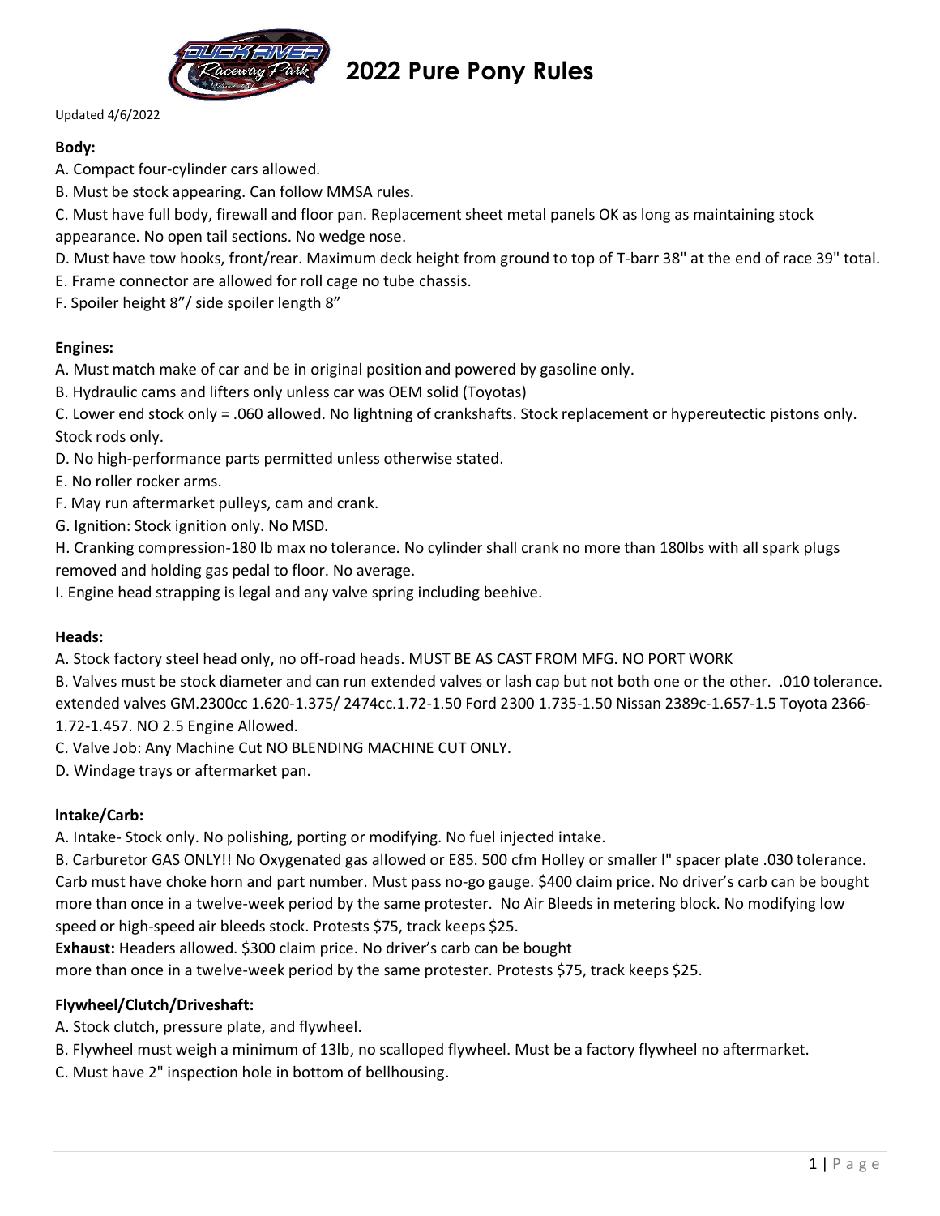# 2022 Pure Pony Rules

Updated 4/6/2022

**Body:**

A. Compact four-cylinder cars allowed.
B. Must be stock appearing. Can follow MMSA rules.
C. Must have full body, firewall and floor pan. Replacement sheet metal panels OK as long as maintaining stock appearance. No open tail sections. No wedge nose.
D. Must have tow hooks, front/rear. Maximum deck height from ground to top of T-barr 38" at the end of race 39" total.
E. Frame connector are allowed for roll cage no tube chassis.
F. Spoiler height 8"/ side spoiler length 8"

**Engines:**

A. Must match make of car and be in original position and powered by gasoline only.
B. Hydraulic cams and lifters only unless car was OEM solid (Toyotas)
C. Lower end stock only = .060 allowed. No lightning of crankshafts. Stock replacement or hypereutectic pistons only. Stock rods only.
D. No high-performance parts permitted unless otherwise stated.
E. No roller rocker arms.
F. May run aftermarket pulleys, cam and crank.
G. Ignition: Stock ignition only. No MSD.
H. Cranking compression-180 lb max no tolerance. No cylinder shall crank no more than 180lbs with all spark plugs removed and holding gas pedal to floor. No average.
I. Engine head strapping is legal and any valve spring including beehive.

**Heads:**

A. Stock factory steel head only, no off-road heads. MUST BE AS CAST FROM MFG. NO PORT WORK
B. Valves must be stock diameter and can run extended valves or lash cap but not both one or the other. .010 tolerance. extended valves GM.2300cc 1.620-1.375/ 2474cc.1.72-1.50 Ford 2300 1.735-1.50 Nissan 2389c-1.657-1.5 Toyota 2366-1.72-1.457. NO 2.5 Engine Allowed.
C. Valve Job: Any Machine Cut NO BLENDING MACHINE CUT ONLY.
D. Windage trays or aftermarket pan.

**Intake/Carb:**

A. Intake- Stock only. No polishing, porting or modifying. No fuel injected intake.
B. Carburetor GAS ONLY!! No Oxygenated gas allowed or E85. 500 cfm Holley or smaller l" spacer plate .030 tolerance. Carb must have choke horn and part number. Must pass no-go gauge. $400 claim price. No driver's carb can be bought more than once in a twelve-week period by the same protester. No Air Bleeds in metering block. No modifying low speed or high-speed air bleeds stock. Protests $75, track keeps $25.

**Exhaust:** Headers allowed. $300 claim price. No driver's carb can be bought more than once in a twelve-week period by the same protester. Protests $75, track keeps $25.

**Flywheel/Clutch/Driveshaft:**

A. Stock clutch, pressure plate, and flywheel.
B. Flywheel must weigh a minimum of 13lb, no scalloped flywheel. Must be a factory flywheel no aftermarket.
C. Must have 2" inspection hole in bottom of bellhousing.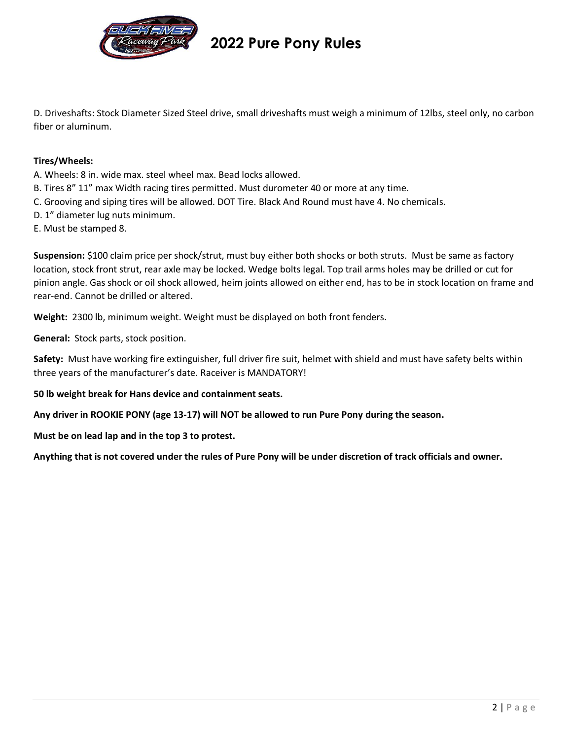# 2022 Pure Pony Rules

D. Driveshafts: Stock Diameter Sized Steel drive, small driveshafts must weigh a minimum of 12lbs, steel only, no carbon fiber or aluminum.

**Tires/Wheels:**

A. Wheels: 8 in. wide max. steel wheel max. Bead locks allowed.
B. Tires 8" 11" max Width racing tires permitted. Must durometer 40 or more at any time.
C. Grooving and siping tires will be allowed. DOT Tire. Black And Round must have 4. No chemicals.
D. 1" diameter lug nuts minimum.
E. Must be stamped 8.

**Suspension:** $100 claim price per shock/strut, must buy either both shocks or both struts. Must be same as factory location, stock front strut, rear axle may be locked. Wedge bolts legal. Top trail arms holes may be drilled or cut for pinion angle. Gas shock or oil shock allowed, heim joints allowed on either end, has to be in stock location on frame and rear-end. Cannot be drilled or altered.

**Weight:** 2300 lb, minimum weight. Weight must be displayed on both front fenders.

**General:** Stock parts, stock position.

**Safety:** Must have working fire extinguisher, full driver fire suit, helmet with shield and must have safety belts within three years of the manufacturer's date. Raceiver is MANDATORY!

**50 lb weight break for Hans device and containment seats.**

**Any driver in ROOKIE PONY (age 13-17) will NOT be allowed to run Pure Pony during the season.**

**Must be on lead lap and in the top 3 to protest.**

**Anything that is not covered under the rules of Pure Pony will be under discretion of track officials and owner.**